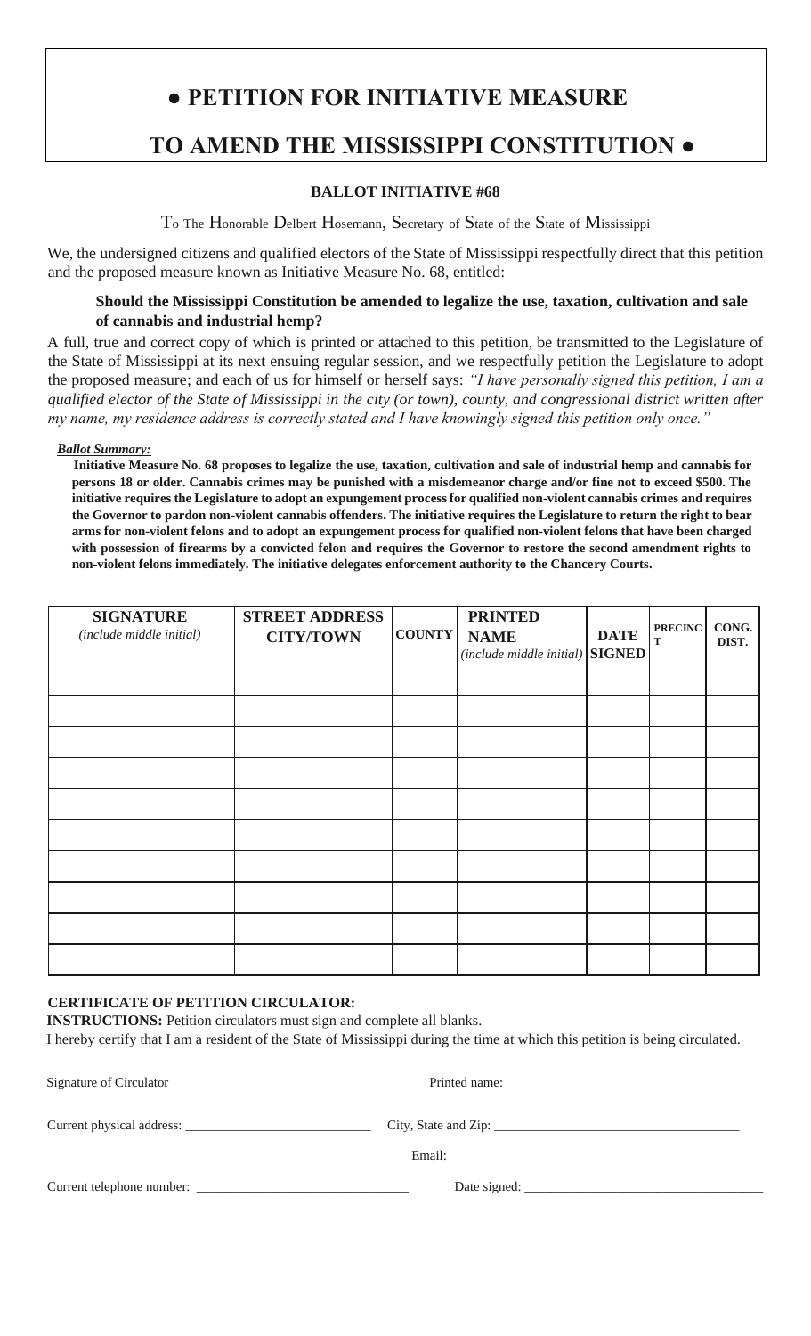# ● PETITION FOR INITIATIVE MEASURE

# TO AMEND THE MISSISSIPPI CONSTITUTION ●

**BALLOT INITIATIVE #68**

To The Honorable Delbert Hosemann, Secretary of State of the State of Mississippi

We, the undersigned citizens and qualified electors of the State of Mississippi respectfully direct that this petition and the proposed measure known as Initiative Measure No. 68, entitled:

**Should the Mississippi Constitution be amended to legalize the use, taxation, cultivation and sale of cannabis and industrial hemp?**

A full, true and correct copy of which is printed or attached to this petition, be transmitted to the Legislature of the State of Mississippi at its next ensuing regular session, and we respectfully petition the Legislature to adopt the proposed measure; and each of us for himself or herself says: *"I have personally signed this petition, I am a qualified elector of the State of Mississippi in the city (or town), county, and congressional district written after my name, my residence address is correctly stated and I have knowingly signed this petition only once."*

***Ballot Summary:***

**Initiative Measure No. 68 proposes to legalize the use, taxation, cultivation and sale of industrial hemp and cannabis for persons 18 or older. Cannabis crimes may be punished with a misdemeanor charge and/or fine not to exceed $500. The initiative requires the Legislature to adopt an expungement process for qualified non-violent cannabis crimes and requires the Governor to pardon non-violent cannabis offenders. The initiative requires the Legislature to return the right to bear arms for non-violent felons and to adopt an expungement process for qualified non-violent felons that have been charged with possession of firearms by a convicted felon and requires the Governor to restore the second amendment rights to non-violent felons immediately. The initiative delegates enforcement authority to the Chancery Courts.**

| **SIGNATURE** *(include middle initial)* | **STREET ADDRESS CITY/TOWN** | **COUNTY** | **PRINTED NAME** *(include middle initial)* | **DATE SIGNED** | **PRECINCT** | **CONG. DIST.** |
|---|---|---|---|---|---|---|
| | | | | | | |
| | | | | | | |
| | | | | | | |
| | | | | | | |
| | | | | | | |
| | | | | | | |
| | | | | | | |
| | | | | | | |
| | | | | | | |
| | | | | | | |

**CERTIFICATE OF PETITION CIRCULATOR:**

**INSTRUCTIONS:** Petition circulators must sign and complete all blanks.

I hereby certify that I am a resident of the State of Mississippi during the time at which this petition is being circulated.

Signature of Circulator ____________________ Printed name: ____________________

Current physical address: ____________________ City, State and Zip: ____________________

____________________ Email: ____________________

Current telephone number: ____________________ Date signed: ____________________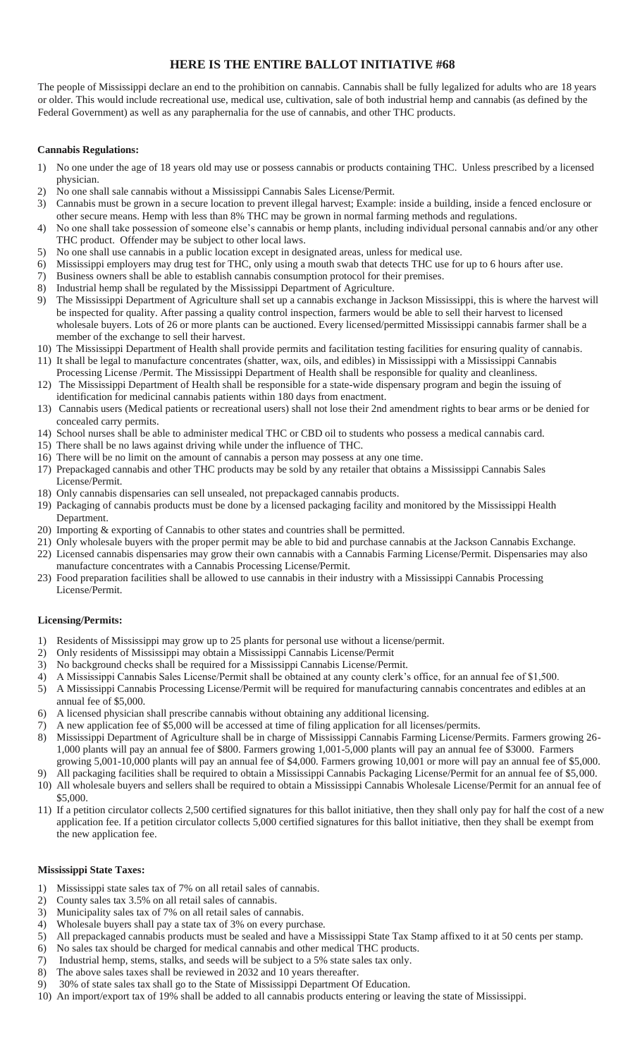# HERE IS THE ENTIRE BALLOT INITIATIVE #68

The people of Mississippi declare an end to the prohibition on cannabis. Cannabis shall be fully legalized for adults who are 18 years or older. This would include recreational use, medical use, cultivation, sale of both industrial hemp and cannabis (as defined by the Federal Government) as well as any paraphernalia for the use of cannabis, and other THC products.

**Cannabis Regulations:**

1) No one under the age of 18 years old may use or possess cannabis or products containing THC. Unless prescribed by a licensed physician.
2) No one shall sale cannabis without a Mississippi Cannabis Sales License/Permit.
3) Cannabis must be grown in a secure location to prevent illegal harvest; Example: inside a building, inside a fenced enclosure or other secure means. Hemp with less than 8% THC may be grown in normal farming methods and regulations.
4) No one shall take possession of someone else's cannabis or hemp plants, including individual personal cannabis and/or any other THC product. Offender may be subject to other local laws.
5) No one shall use cannabis in a public location except in designated areas, unless for medical use.
6) Mississippi employers may drug test for THC, only using a mouth swab that detects THC use for up to 6 hours after use.
7) Business owners shall be able to establish cannabis consumption protocol for their premises.
8) Industrial hemp shall be regulated by the Mississippi Department of Agriculture.
9) The Mississippi Department of Agriculture shall set up a cannabis exchange in Jackson Mississippi, this is where the harvest will be inspected for quality. After passing a quality control inspection, farmers would be able to sell their harvest to licensed wholesale buyers. Lots of 26 or more plants can be auctioned. Every licensed/permitted Mississippi cannabis farmer shall be a member of the exchange to sell their harvest.
10) The Mississippi Department of Health shall provide permits and facilitation testing facilities for ensuring quality of cannabis.
11) It shall be legal to manufacture concentrates (shatter, wax, oils, and edibles) in Mississippi with a Mississippi Cannabis Processing License /Permit. The Mississippi Department of Health shall be responsible for quality and cleanliness.
12) The Mississippi Department of Health shall be responsible for a state-wide dispensary program and begin the issuing of identification for medicinal cannabis patients within 180 days from enactment.
13) Cannabis users (Medical patients or recreational users) shall not lose their 2nd amendment rights to bear arms or be denied for concealed carry permits.
14) School nurses shall be able to administer medical THC or CBD oil to students who possess a medical cannabis card.
15) There shall be no laws against driving while under the influence of THC.
16) There will be no limit on the amount of cannabis a person may possess at any one time.
17) Prepackaged cannabis and other THC products may be sold by any retailer that obtains a Mississippi Cannabis Sales License/Permit.
18) Only cannabis dispensaries can sell unsealed, not prepackaged cannabis products.
19) Packaging of cannabis products must be done by a licensed packaging facility and monitored by the Mississippi Health Department.
20) Importing & exporting of Cannabis to other states and countries shall be permitted.
21) Only wholesale buyers with the proper permit may be able to bid and purchase cannabis at the Jackson Cannabis Exchange.
22) Licensed cannabis dispensaries may grow their own cannabis with a Cannabis Farming License/Permit. Dispensaries may also manufacture concentrates with a Cannabis Processing License/Permit.
23) Food preparation facilities shall be allowed to use cannabis in their industry with a Mississippi Cannabis Processing License/Permit.

**Licensing/Permits:**

1) Residents of Mississippi may grow up to 25 plants for personal use without a license/permit.
2) Only residents of Mississippi may obtain a Mississippi Cannabis License/Permit
3) No background checks shall be required for a Mississippi Cannabis License/Permit.
4) A Mississippi Cannabis Sales License/Permit shall be obtained at any county clerk's office, for an annual fee of $1,500.
5) A Mississippi Cannabis Processing License/Permit will be required for manufacturing cannabis concentrates and edibles at an annual fee of $5,000.
6) A licensed physician shall prescribe cannabis without obtaining any additional licensing.
7) A new application fee of $5,000 will be accessed at time of filing application for all licenses/permits.
8) Mississippi Department of Agriculture shall be in charge of Mississippi Cannabis Farming License/Permits. Farmers growing 26-1,000 plants will pay an annual fee of $800. Farmers growing 1,001-5,000 plants will pay an annual fee of $3000. Farmers growing 5,001-10,000 plants will pay an annual fee of $4,000. Farmers growing 10,001 or more will pay an annual fee of $5,000.
9) All packaging facilities shall be required to obtain a Mississippi Cannabis Packaging License/Permit for an annual fee of $5,000.
10) All wholesale buyers and sellers shall be required to obtain a Mississippi Cannabis Wholesale License/Permit for an annual fee of $5,000.
11) If a petition circulator collects 2,500 certified signatures for this ballot initiative, then they shall only pay for half the cost of a new application fee. If a petition circulator collects 5,000 certified signatures for this ballot initiative, then they shall be exempt from the new application fee.

**Mississippi State Taxes:**

1) Mississippi state sales tax of 7% on all retail sales of cannabis.
2) County sales tax 3.5% on all retail sales of cannabis.
3) Municipality sales tax of 7% on all retail sales of cannabis.
4) Wholesale buyers shall pay a state tax of 3% on every purchase.
5) All prepackaged cannabis products must be sealed and have a Mississippi State Tax Stamp affixed to it at 50 cents per stamp.
6) No sales tax should be charged for medical cannabis and other medical THC products.
7) Industrial hemp, stems, stalks, and seeds will be subject to a 5% state sales tax only.
8) The above sales taxes shall be reviewed in 2032 and 10 years thereafter.
9) 30% of state sales tax shall go to the State of Mississippi Department Of Education.
10) An import/export tax of 19% shall be added to all cannabis products entering or leaving the state of Mississippi.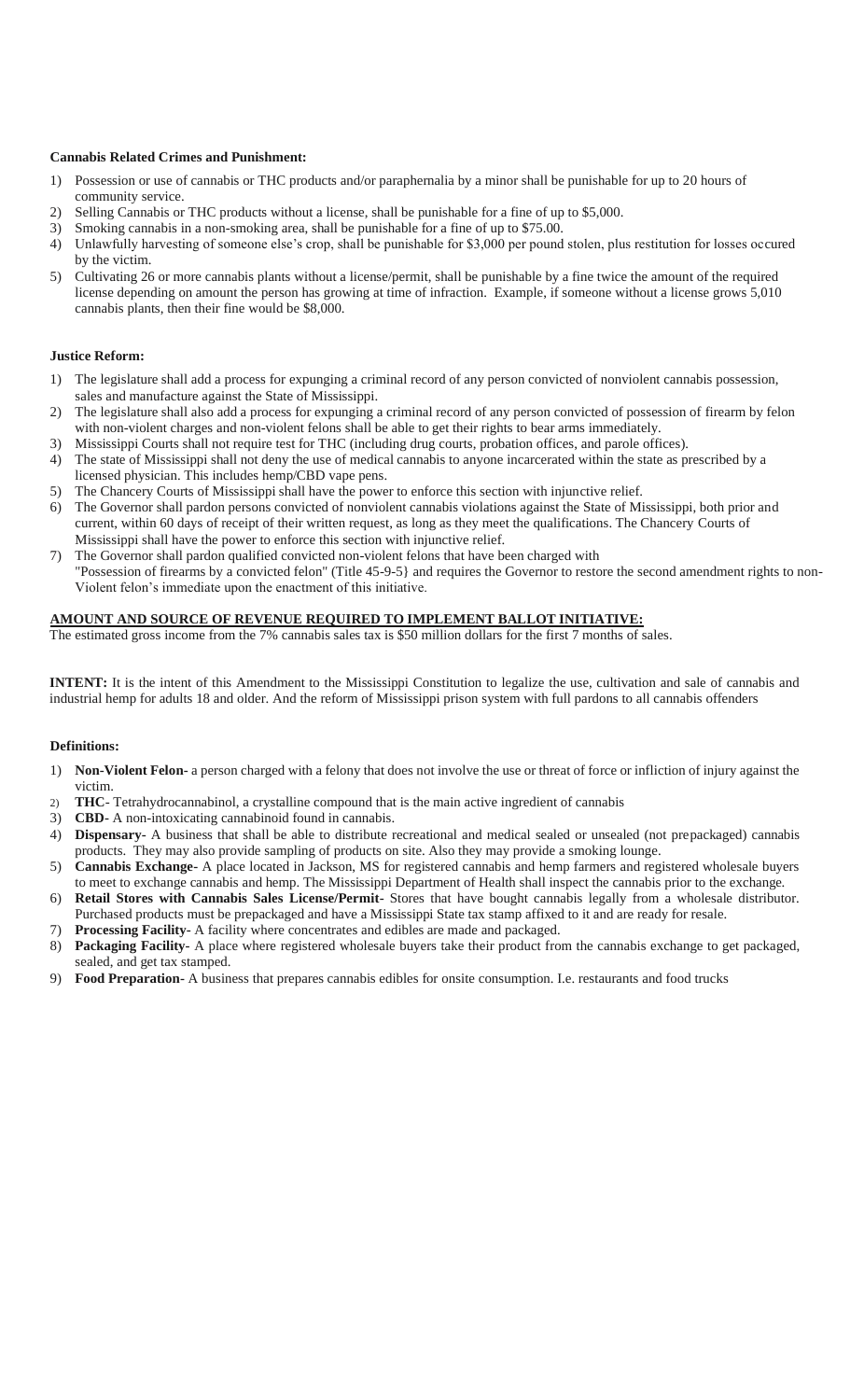**Cannabis Related Crimes and Punishment:**

1) Possession or use of cannabis or THC products and/or paraphernalia by a minor shall be punishable for up to 20 hours of community service.
2) Selling Cannabis or THC products without a license, shall be punishable for a fine of up to $5,000.
3) Smoking cannabis in a non-smoking area, shall be punishable for a fine of up to $75.00.
4) Unlawfully harvesting of someone else's crop, shall be punishable for $3,000 per pound stolen, plus restitution for losses occured by the victim.
5) Cultivating 26 or more cannabis plants without a license/permit, shall be punishable by a fine twice the amount of the required license depending on amount the person has growing at time of infraction. Example, if someone without a license grows 5,010 cannabis plants, then their fine would be $8,000.

**Justice Reform:**

1) The legislature shall add a process for expunging a criminal record of any person convicted of nonviolent cannabis possession, sales and manufacture against the State of Mississippi.
2) The legislature shall also add a process for expunging a criminal record of any person convicted of possession of firearm by felon with non-violent charges and non-violent felons shall be able to get their rights to bear arms immediately.
3) Mississippi Courts shall not require test for THC (including drug courts, probation offices, and parole offices).
4) The state of Mississippi shall not deny the use of medical cannabis to anyone incarcerated within the state as prescribed by a licensed physician. This includes hemp/CBD vape pens.
5) The Chancery Courts of Mississippi shall have the power to enforce this section with injunctive relief.
6) The Governor shall pardon persons convicted of nonviolent cannabis violations against the State of Mississippi, both prior and current, within 60 days of receipt of their written request, as long as they meet the qualifications. The Chancery Courts of Mississippi shall have the power to enforce this section with injunctive relief.
7) The Governor shall pardon qualified convicted non-violent felons that have been charged with "Possession of firearms by a convicted felon" (Title 45-9-5} and requires the Governor to restore the second amendment rights to non-Violent felon's immediate upon the enactment of this initiative.

**AMOUNT AND SOURCE OF REVENUE REQUIRED TO IMPLEMENT BALLOT INITIATIVE:**

The estimated gross income from the 7% cannabis sales tax is $50 million dollars for the first 7 months of sales.

**INTENT:** It is the intent of this Amendment to the Mississippi Constitution to legalize the use, cultivation and sale of cannabis and industrial hemp for adults 18 and older. And the reform of Mississippi prison system with full pardons to all cannabis offenders

**Definitions:**

1) **Non-Violent Felon-** a person charged with a felony that does not involve the use or threat of force or infliction of injury against the victim.
2) **THC-** Tetrahydrocannabinol, a crystalline compound that is the main active ingredient of cannabis
3) **CBD-** A non-intoxicating cannabinoid found in cannabis.
4) **Dispensary-** A business that shall be able to distribute recreational and medical sealed or unsealed (not prepackaged) cannabis products. They may also provide sampling of products on site. Also they may provide a smoking lounge.
5) **Cannabis Exchange-** A place located in Jackson, MS for registered cannabis and hemp farmers and registered wholesale buyers to meet to exchange cannabis and hemp. The Mississippi Department of Health shall inspect the cannabis prior to the exchange.
6) **Retail Stores with Cannabis Sales License/Permit-** Stores that have bought cannabis legally from a wholesale distributor. Purchased products must be prepackaged and have a Mississippi State tax stamp affixed to it and are ready for resale.
7) **Processing Facility-** A facility where concentrates and edibles are made and packaged.
8) **Packaging Facility-** A place where registered wholesale buyers take their product from the cannabis exchange to get packaged, sealed, and get tax stamped.
9) **Food Preparation-** A business that prepares cannabis edibles for onsite consumption. I.e. restaurants and food trucks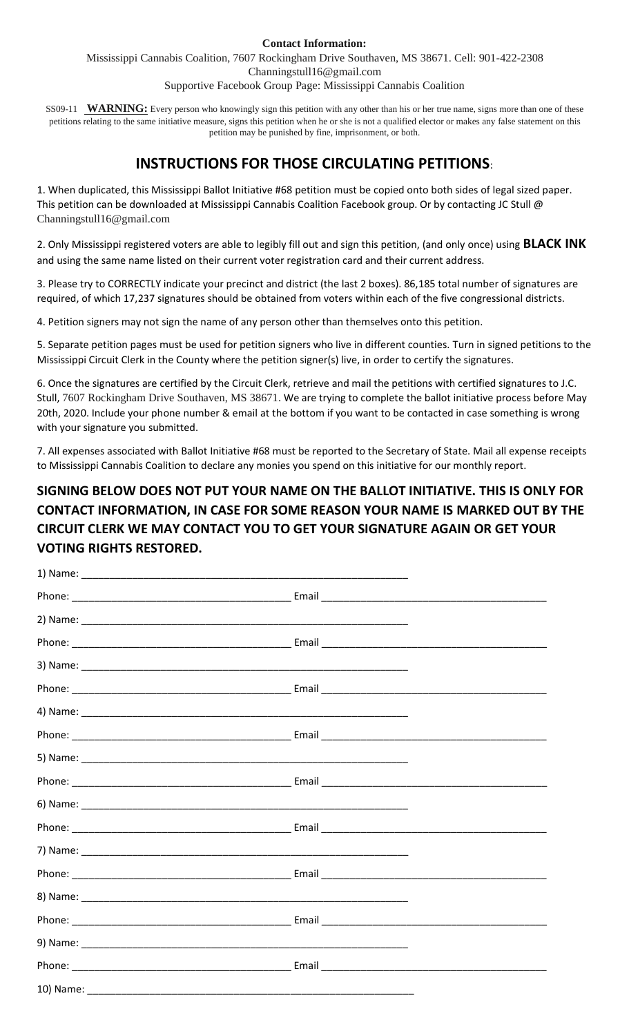**Contact Information:**

Mississippi Cannabis Coalition, 7607 Rockingham Drive Southaven, MS 38671. Cell: 901-422-2308

Channingstull16@gmail.com

Supportive Facebook Group Page: Mississippi Cannabis Coalition

SS09-11 **WARNING:** Every person who knowingly sign this petition with any other than his or her true name, signs more than one of these petitions relating to the same initiative measure, signs this petition when he or she is not a qualified elector or makes any false statement on this petition may be punished by fine, imprisonment, or both.

## INSTRUCTIONS FOR THOSE CIRCULATING PETITIONS:

1. When duplicated, this Mississippi Ballot Initiative #68 petition must be copied onto both sides of legal sized paper. This petition can be downloaded at Mississippi Cannabis Coalition Facebook group. Or by contacting JC Stull @ Channingstull16@gmail.com

2. Only Mississippi registered voters are able to legibly fill out and sign this petition, (and only once) using **BLACK INK** and using the same name listed on their current voter registration card and their current address.

3. Please try to CORRECTLY indicate your precinct and district (the last 2 boxes). 86,185 total number of signatures are required, of which 17,237 signatures should be obtained from voters within each of the five congressional districts.

4. Petition signers may not sign the name of any person other than themselves onto this petition.

5. Separate petition pages must be used for petition signers who live in different counties. Turn in signed petitions to the Mississippi Circuit Clerk in the County where the petition signer(s) live, in order to certify the signatures.

6. Once the signatures are certified by the Circuit Clerk, retrieve and mail the petitions with certified signatures to J.C. Stull, 7607 Rockingham Drive Southaven, MS 38671. We are trying to complete the ballot initiative process before May 20th, 2020. Include your phone number & email at the bottom if you want to be contacted in case something is wrong with your signature you submitted.

7. All expenses associated with Ballot Initiative #68 must be reported to the Secretary of State. Mail all expense receipts to Mississippi Cannabis Coalition to declare any monies you spend on this initiative for our monthly report.

### SIGNING BELOW DOES NOT PUT YOUR NAME ON THE BALLOT INITIATIVE. THIS IS ONLY FOR CONTACT INFORMATION, IN CASE FOR SOME REASON YOUR NAME IS MARKED OUT BY THE CIRCUIT CLERK WE MAY CONTACT YOU TO GET YOUR SIGNATURE AGAIN OR GET YOUR VOTING RIGHTS RESTORED.

1) Name: ____________________________________________

Phone: ______________________________ Email ______________________________

2) Name: ____________________________________________

Phone: ______________________________ Email ______________________________

3) Name: ____________________________________________

Phone: ______________________________ Email ______________________________

4) Name: ____________________________________________

Phone: ______________________________ Email ______________________________

5) Name: ____________________________________________

Phone: ______________________________ Email ______________________________

6) Name: ____________________________________________

Phone: ______________________________ Email ______________________________

7) Name: ____________________________________________

Phone: ______________________________ Email ______________________________

8) Name: ____________________________________________

Phone: ______________________________ Email ______________________________

9) Name: ____________________________________________

Phone: ______________________________ Email ______________________________

10) Name: ____________________________________________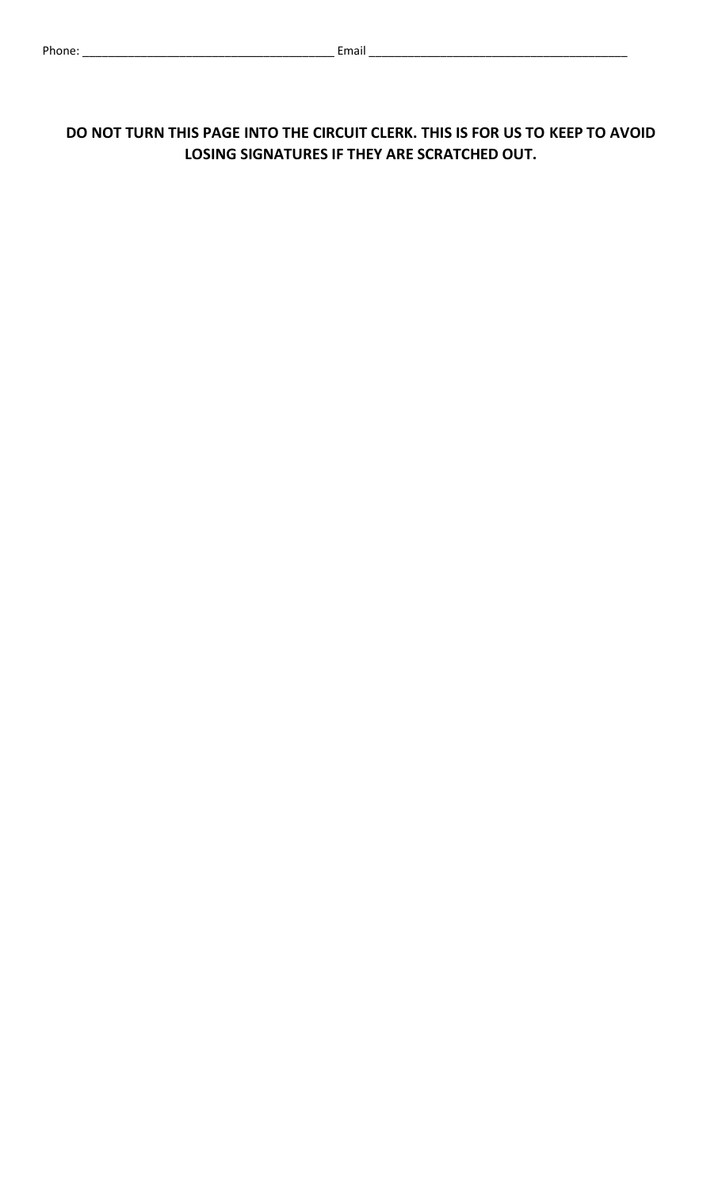Phone: ______________________________________ Email ________________________________________

**DO NOT TURN THIS PAGE INTO THE CIRCUIT CLERK. THIS IS FOR US TO KEEP TO AVOID LOSING SIGNATURES IF THEY ARE SCRATCHED OUT.**